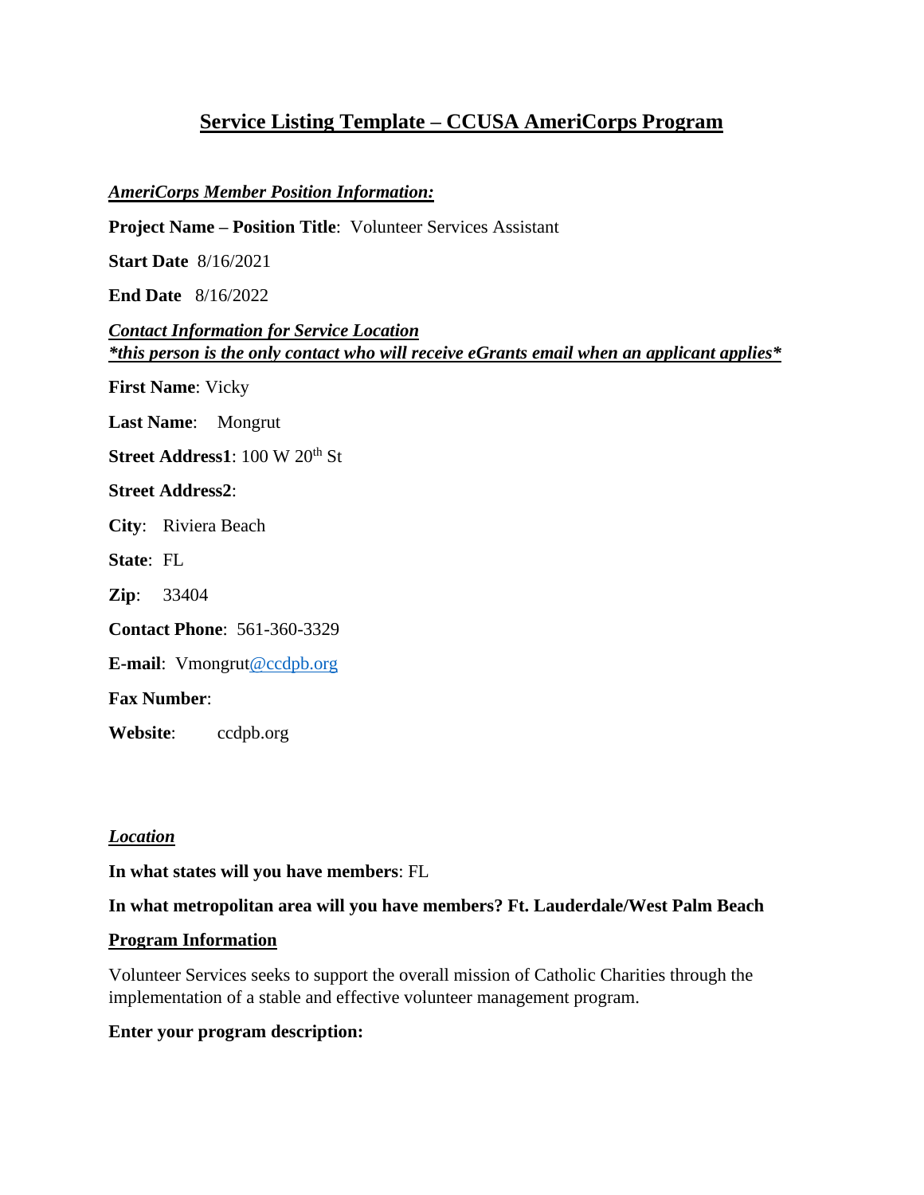# Service Listing Template – CCUSA AmeriCorps Program

***AmeriCorps Member Position Information:***

**Project Name – Position Title**: Volunteer Services Assistant

**Start Date** 8/16/2021

**End Date** 8/16/2022

***Contact Information for Service Location***
***\*this person is the only contact who will receive eGrants email when an applicant applies\****

**First Name**: Vicky

**Last Name**: Mongrut

**Street Address1**: 100 W 20th St

**Street Address2**:

**City**: Riviera Beach

**State**: FL

**Zip**: 33404

**Contact Phone**: 561-360-3329

**E-mail**: Vmongrut@ccdpb.org

**Fax Number**:

**Website**: ccdpb.org

***Location***

**In what states will you have members**: FL

**In what metropolitan area will you have members? Ft. Lauderdale/West Palm Beach**

**Program Information**

Volunteer Services seeks to support the overall mission of Catholic Charities through the implementation of a stable and effective volunteer management program.

**Enter your program description:**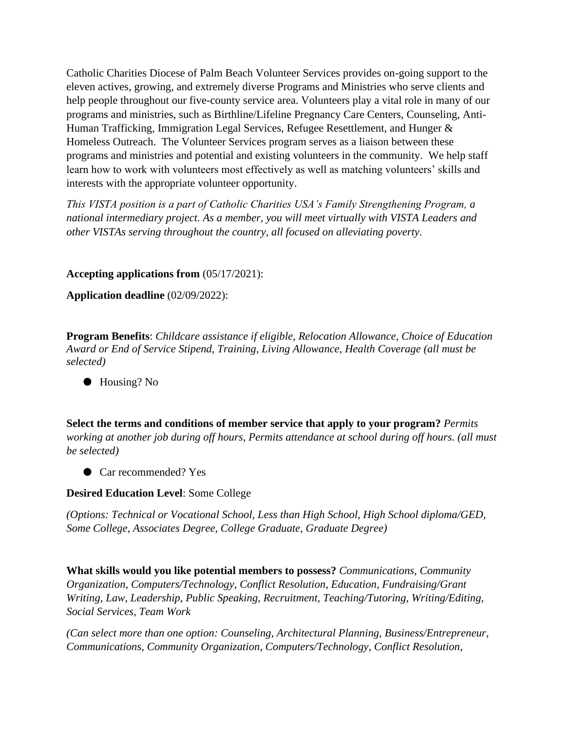Catholic Charities Diocese of Palm Beach Volunteer Services provides on-going support to the eleven actives, growing, and extremely diverse Programs and Ministries who serve clients and help people throughout our five-county service area. Volunteers play a vital role in many of our programs and ministries, such as Birthline/Lifeline Pregnancy Care Centers, Counseling, Anti-Human Trafficking, Immigration Legal Services, Refugee Resettlement, and Hunger & Homeless Outreach. The Volunteer Services program serves as a liaison between these programs and ministries and potential and existing volunteers in the community. We help staff learn how to work with volunteers most effectively as well as matching volunteers' skills and interests with the appropriate volunteer opportunity.

*This VISTA position is a part of Catholic Charities USA's Family Strengthening Program, a national intermediary project. As a member, you will meet virtually with VISTA Leaders and other VISTAs serving throughout the country, all focused on alleviating poverty.*

**Accepting applications from** (05/17/2021):

**Application deadline** (02/09/2022):

**Program Benefits**: *Childcare assistance if eligible, Relocation Allowance, Choice of Education Award or End of Service Stipend, Training, Living Allowance, Health Coverage (all must be selected)*

- Housing? No

**Select the terms and conditions of member service that apply to your program?** *Permits working at another job during off hours, Permits attendance at school during off hours. (all must be selected)*

- Car recommended? Yes

**Desired Education Level**: Some College

*(Options: Technical or Vocational School, Less than High School, High School diploma/GED, Some College, Associates Degree, College Graduate, Graduate Degree)*

**What skills would you like potential members to possess?** *Communications, Community Organization, Computers/Technology, Conflict Resolution, Education, Fundraising/Grant Writing, Law, Leadership, Public Speaking, Recruitment, Teaching/Tutoring, Writing/Editing, Social Services, Team Work*

*(Can select more than one option: Counseling, Architectural Planning, Business/Entrepreneur, Communications, Community Organization, Computers/Technology, Conflict Resolution,*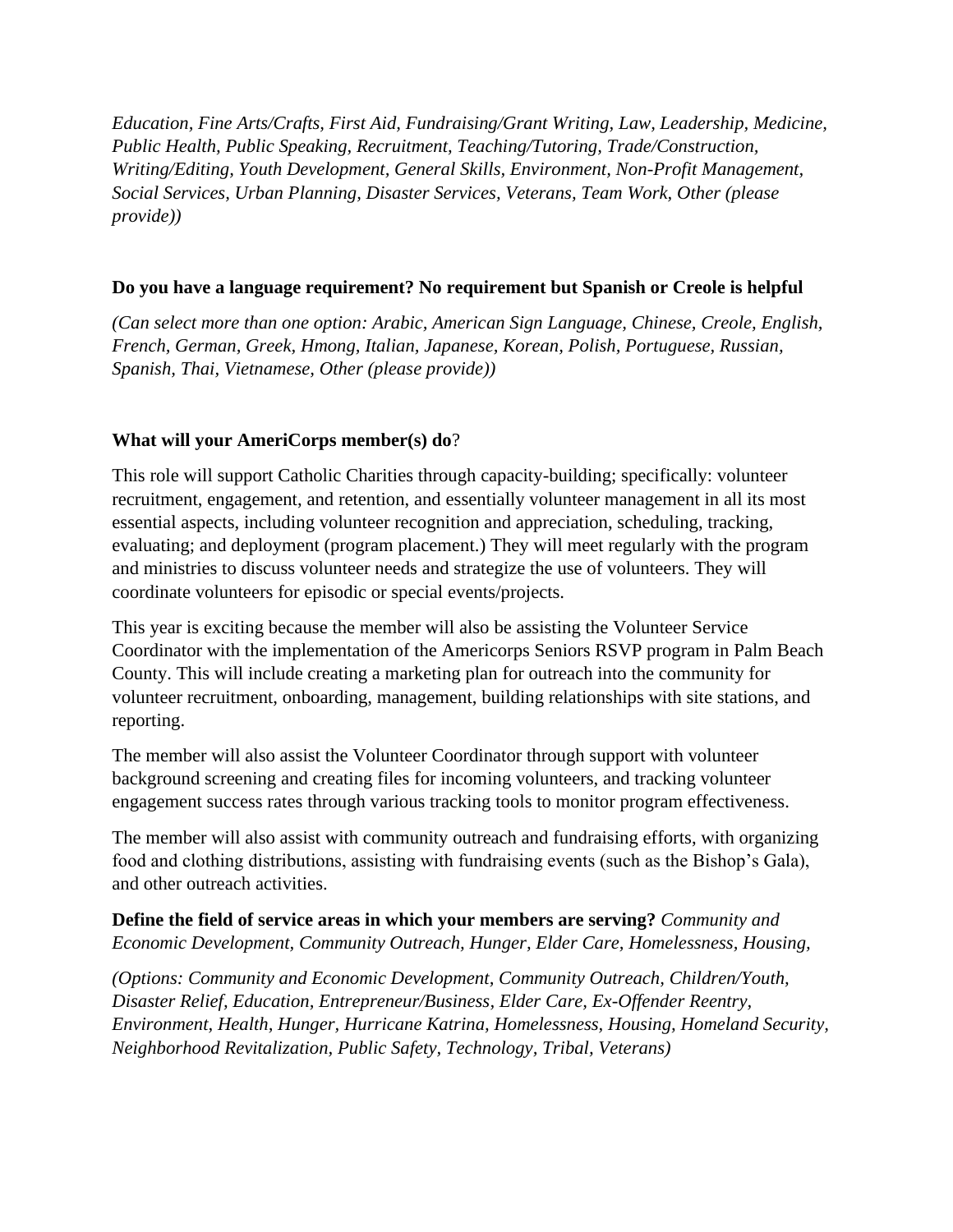*Education, Fine Arts/Crafts, First Aid, Fundraising/Grant Writing, Law, Leadership, Medicine, Public Health, Public Speaking, Recruitment, Teaching/Tutoring, Trade/Construction, Writing/Editing, Youth Development, General Skills, Environment, Non-Profit Management, Social Services, Urban Planning, Disaster Services, Veterans, Team Work, Other (please provide))*

**Do you have a language requirement? No requirement but Spanish or Creole is helpful**

*(Can select more than one option: Arabic, American Sign Language, Chinese, Creole, English, French, German, Greek, Hmong, Italian, Japanese, Korean, Polish, Portuguese, Russian, Spanish, Thai, Vietnamese, Other (please provide))*

**What will your AmeriCorps member(s) do**?

This role will support Catholic Charities through capacity-building; specifically: volunteer recruitment, engagement, and retention, and essentially volunteer management in all its most essential aspects, including volunteer recognition and appreciation, scheduling, tracking, evaluating; and deployment (program placement.) They will meet regularly with the program and ministries to discuss volunteer needs and strategize the use of volunteers. They will coordinate volunteers for episodic or special events/projects.

This year is exciting because the member will also be assisting the Volunteer Service Coordinator with the implementation of the Americorps Seniors RSVP program in Palm Beach County. This will include creating a marketing plan for outreach into the community for volunteer recruitment, onboarding, management, building relationships with site stations, and reporting.

The member will also assist the Volunteer Coordinator through support with volunteer background screening and creating files for incoming volunteers, and tracking volunteer engagement success rates through various tracking tools to monitor program effectiveness.

The member will also assist with community outreach and fundraising efforts, with organizing food and clothing distributions, assisting with fundraising events (such as the Bishop's Gala), and other outreach activities.

**Define the field of service areas in which your members are serving?** *Community and Economic Development, Community Outreach, Hunger, Elder Care, Homelessness, Housing,*

*(Options: Community and Economic Development, Community Outreach, Children/Youth, Disaster Relief, Education, Entrepreneur/Business, Elder Care, Ex-Offender Reentry, Environment, Health, Hunger, Hurricane Katrina, Homelessness, Housing, Homeland Security, Neighborhood Revitalization, Public Safety, Technology, Tribal, Veterans)*